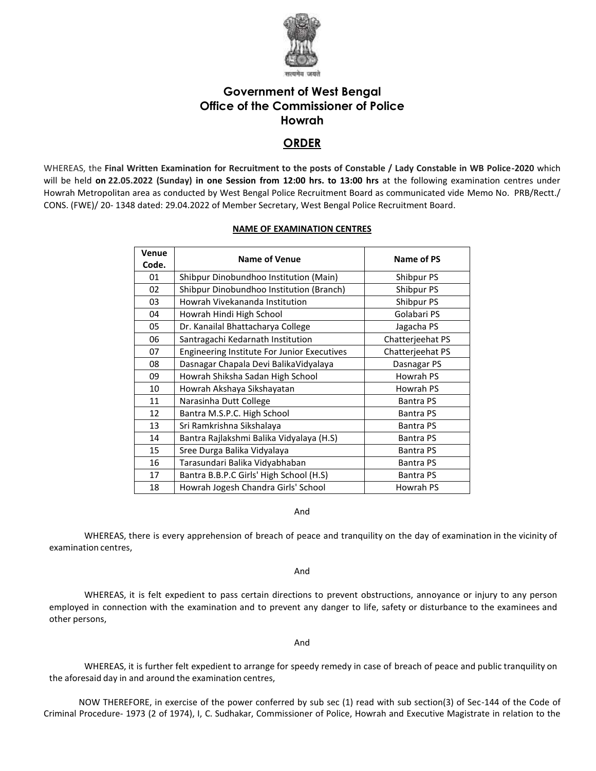सत्यमेव जयते

# Government of West Bengal
# Office of the Commissioner of Police
# Howrah

## ORDER

WHEREAS, the **Final Written Examination for Recruitment to the posts of Constable / Lady Constable in WB Police-2020** which will be held **on 22.05.2022 (Sunday) in one Session from 12:00 hrs. to 13:00 hrs** at the following examination centres under Howrah Metropolitan area as conducted by West Bengal Police Recruitment Board as communicated vide Memo No. PRB/Rectt./ CONS. (FWE)/ 20- 1348 dated: 29.04.2022 of Member Secretary, West Bengal Police Recruitment Board.

**NAME OF EXAMINATION CENTRES**

| Venue Code. | Name of Venue | Name of PS |
|---|---|---|
| 01 | Shibpur Dinobundhoo Institution (Main) | Shibpur PS |
| 02 | Shibpur Dinobundhoo Institution (Branch) | Shibpur PS |
| 03 | Howrah Vivekananda Institution | Shibpur PS |
| 04 | Howrah Hindi High School | Golabari PS |
| 05 | Dr. Kanailal Bhattacharya College | Jagacha PS |
| 06 | Santragachi Kedarnath Institution | Chatterjeehat PS |
| 07 | Engineering Institute For Junior Executives | Chatterjeehat PS |
| 08 | Dasnagar Chapala Devi BalikaVidyalaya | Dasnagar PS |
| 09 | Howrah Shiksha Sadan High School | Howrah PS |
| 10 | Howrah Akshaya Sikshayatan | Howrah PS |
| 11 | Narasinha Dutt College | Bantra PS |
| 12 | Bantra M.S.P.C. High School | Bantra PS |
| 13 | Sri Ramkrishna Sikshalaya | Bantra PS |
| 14 | Bantra Rajlakshmi Balika Vidyalaya (H.S) | Bantra PS |
| 15 | Sree Durga Balika Vidyalaya | Bantra PS |
| 16 | Tarasundari Balika Vidyabhaban | Bantra PS |
| 17 | Bantra B.B.P.C Girls' High School (H.S) | Bantra PS |
| 18 | Howrah Jogesh Chandra Girls' School | Howrah PS |

And

WHEREAS, there is every apprehension of breach of peace and tranquility on the day of examination in the vicinity of examination centres,

And

WHEREAS, it is felt expedient to pass certain directions to prevent obstructions, annoyance or injury to any person employed in connection with the examination and to prevent any danger to life, safety or disturbance to the examinees and other persons,

And

WHEREAS, it is further felt expedient to arrange for speedy remedy in case of breach of peace and public tranquility on the aforesaid day in and around the examination centres,

NOW THEREFORE, in exercise of the power conferred by sub sec (1) read with sub section(3) of Sec-144 of the Code of Criminal Procedure- 1973 (2 of 1974), I, C. Sudhakar, Commissioner of Police, Howrah and Executive Magistrate in relation to the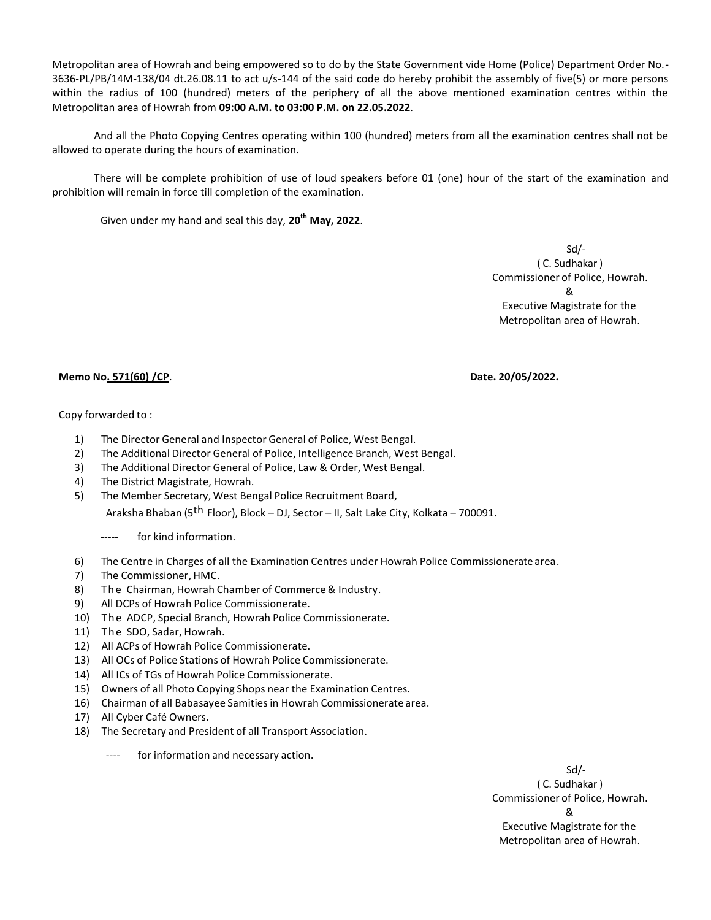Metropolitan area of Howrah and being empowered so to do by the State Government vide Home (Police) Department Order No.-3636-PL/PB/14M-138/04 dt.26.08.11 to act u/s-144 of the said code do hereby prohibit the assembly of five(5) or more persons within the radius of 100 (hundred) meters of the periphery of all the above mentioned examination centres within the Metropolitan area of Howrah from **09:00 A.M. to 03:00 P.M. on 22.05.2022**.

And all the Photo Copying Centres operating within 100 (hundred) meters from all the examination centres shall not be allowed to operate during the hours of examination.

There will be complete prohibition of use of loud speakers before 01 (one) hour of the start of the examination and prohibition will remain in force till completion of the examination.

Given under my hand and seal this day, **20th May, 2022**.

Sd/-
( C. Sudhakar )
Commissioner of Police, Howrah.
&
Executive Magistrate for the
Metropolitan area of Howrah.

**Memo No. 571(60) /CP**. **Date. 20/05/2022.**

Copy forwarded to :

1) The Director General and Inspector General of Police, West Bengal.
2) The Additional Director General of Police, Intelligence Branch, West Bengal.
3) The Additional Director General of Police, Law & Order, West Bengal.
4) The District Magistrate, Howrah.
5) The Member Secretary, West Bengal Police Recruitment Board, Araksha Bhaban (5th Floor), Block – DJ, Sector – II, Salt Lake City, Kolkata – 700091.

----- for kind information.

6) The Centre in Charges of all the Examination Centres under Howrah Police Commissionerate area.
7) The Commissioner, HMC.
8) The Chairman, Howrah Chamber of Commerce & Industry.
9) All DCPs of Howrah Police Commissionerate.
10) The ADCP, Special Branch, Howrah Police Commissionerate.
11) The SDO, Sadar, Howrah.
12) All ACPs of Howrah Police Commissionerate.
13) All OCs of Police Stations of Howrah Police Commissionerate.
14) All ICs of TGs of Howrah Police Commissionerate.
15) Owners of all Photo Copying Shops near the Examination Centres.
16) Chairman of all Babasayee Samities in Howrah Commissionerate area.
17) All Cyber Café Owners.
18) The Secretary and President of all Transport Association.

---- for information and necessary action.

Sd/-
( C. Sudhakar )
Commissioner of Police, Howrah.
&
Executive Magistrate for the
Metropolitan area of Howrah.